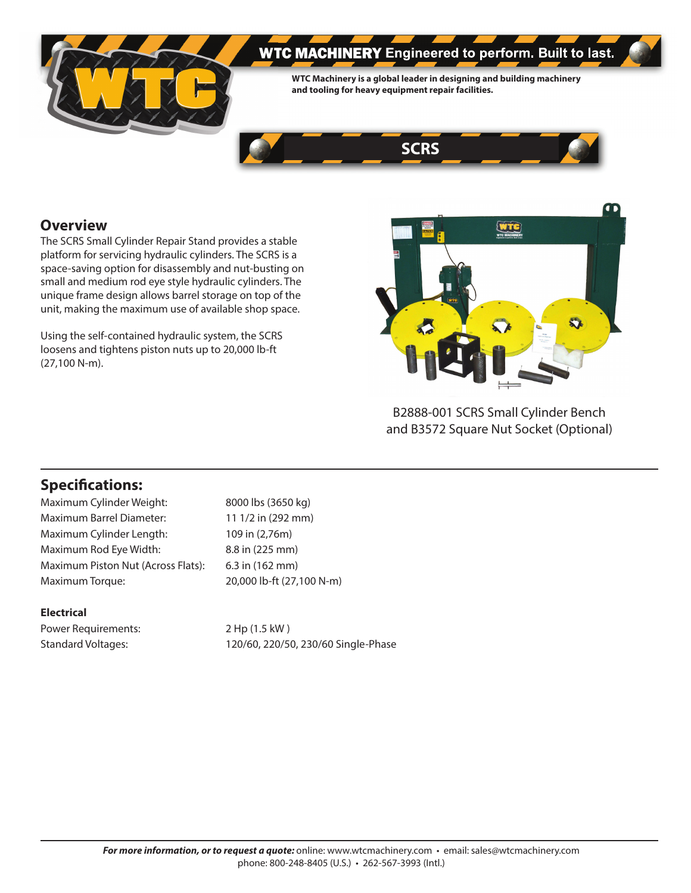**WTC MACHINERY** Engineered to perform. Built to last.

**WTC Machinery is a global leader in designing and building machinery and tooling for heavy equipment repair facilities.**

# SCRS

## Overview

The SCRS Small Cylinder Repair Stand provides a stable platform for servicing hydraulic cylinders. The SCRS is a space-saving option for disassembly and nut-busting on small and medium rod eye style hydraulic cylinders. The unique frame design allows barrel storage on top of the unit, making the maximum use of available shop space.

Using the self-contained hydraulic system, the SCRS loosens and tightens piston nuts up to 20,000 lb-ft (27,100 N-m).

B2888-001 SCRS Small Cylinder Bench and B3572 Square Nut Socket (Optional)

## Specifications:

| | |
|---|---|
| Maximum Cylinder Weight: | 8000 lbs (3650 kg) |
| Maximum Barrel Diameter: | 11 1/2 in (292 mm) |
| Maximum Cylinder Length: | 109 in (2,76m) |
| Maximum Rod Eye Width: | 8.8 in (225 mm) |
| Maximum Piston Nut (Across Flats): | 6.3 in (162 mm) |
| Maximum Torque: | 20,000 lb-ft (27,100 N-m) |

### Electrical

| | |
|---|---|
| Power Requirements: | 2 Hp (1.5 kW ) |
| Standard Voltages: | 120/60, 220/50, 230/60 Single-Phase |

***For more information, or to request a quote:*** online: www.wtcmachinery.com • email: sales@wtcmachinery.com
phone: 800-248-8405 (U.S.) • 262-567-3993 (Intl.)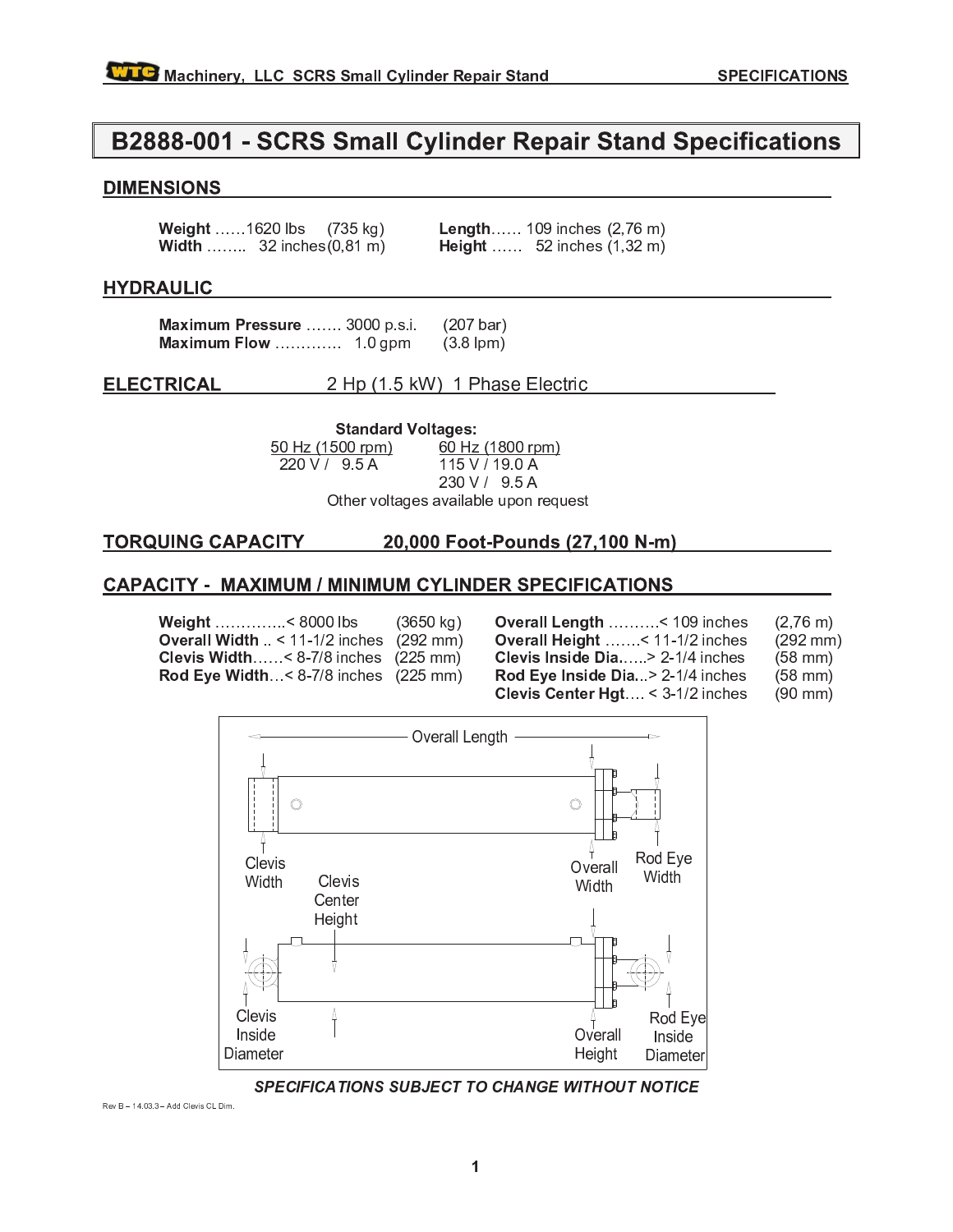# B2888-001 - SCRS Small Cylinder Repair Stand Specifications

## DIMENSIONS

| | | | |
|---|---|---|---|
| **Weight** ......1620 lbs | (735 kg) | **Length**...... 109 inches | (2,76 m) |
| **Width** ........ 32 inches | (0,81 m) | **Height** ...... 52 inches | (1,32 m) |

## HYDRAULIC

| | | |
|---|---|---|
| **Maximum Pressure** ....... 3000 p.s.i. | | (207 bar) |
| **Maximum Flow** ............ 1.0 gpm | | (3.8 lpm) |

## ELECTRICAL 2 Hp (1.5 kW) 1 Phase Electric

**Standard Voltages:**

| 50 Hz (1500 rpm) | 60 Hz (1800 rpm) |
|---|---|
| 220 V / 9.5 A | 115 V / 19.0 A |
| | 230 V / 9.5 A |

Other voltages available upon request

## TORQUING CAPACITY 20,000 Foot-Pounds (27,100 N-m)

## CAPACITY - MAXIMUM / MINIMUM CYLINDER SPECIFICATIONS

| | | | |
|---|---|---|---|
| **Weight** ..............< 8000 lbs | (3650 kg) | **Overall Length** ..........< 109 inches | (2,76 m) |
| **Overall Width** .. < 11-1/2 inches | (292 mm) | **Overall Height** .......< 11-1/2 inches | (292 mm) |
| **Clevis Width**......< 8-7/8 inches | (225 mm) | **Clevis Inside Dia**.....> 2-1/4 inches | (58 mm) |
| **Rod Eye Width**...< 8-7/8 inches | (225 mm) | **Rod Eye Inside Dia**...> 2-1/4 inches | (58 mm) |
| | | **Clevis Center Hgt**.... < 3-1/2 inches | (90 mm) |

Overall Length

Clevis Width | Clevis Center Height | Overall Width | Rod Eye Width

Clevis Inside Diameter | Overall Height | Rod Eye Inside Diameter

***SPECIFICATIONS SUBJECT TO CHANGE WITHOUT NOTICE***

Rev B – 14.03.3 – Add Clevis CL Dim.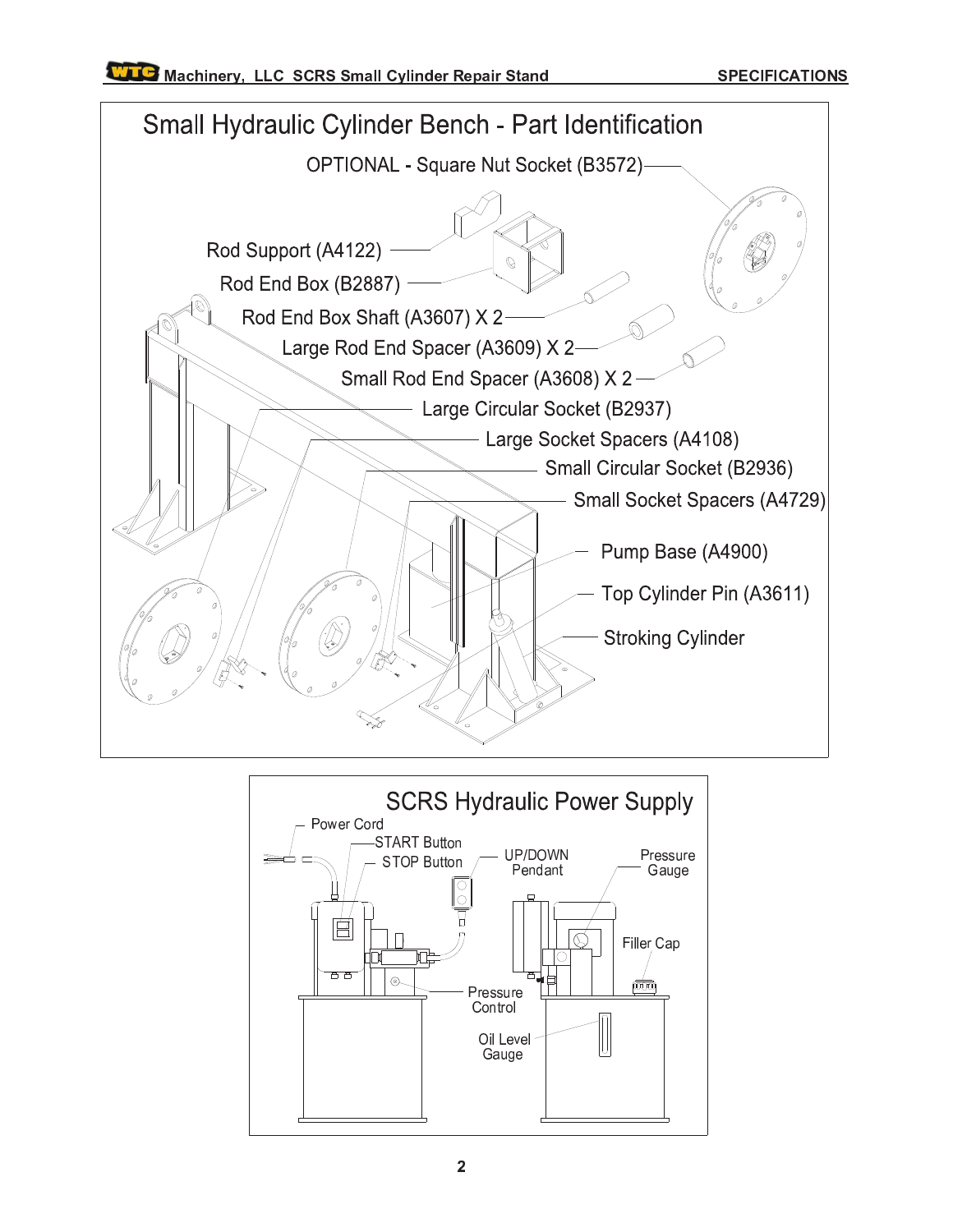# Small Hydraulic Cylinder Bench - Part Identification

OPTIONAL - Square Nut Socket (B3572)

Rod Support (A4122)

Rod End Box (B2887)

Rod End Box Shaft (A3607) X 2

Large Rod End Spacer (A3609) X 2

Small Rod End Spacer (A3608) X 2

Large Circular Socket (B2937)

Large Socket Spacers (A4108)

Small Circular Socket (B2936)

Small Socket Spacers (A4729)

Pump Base (A4900)

Top Cylinder Pin (A3611)

Stroking Cylinder

# SCRS Hydraulic Power Supply

Power Cord

START Button

STOP Button

UP/DOWN Pendant

Pressure Gauge

Filler Cap

Pressure Control

Oil Level Gauge